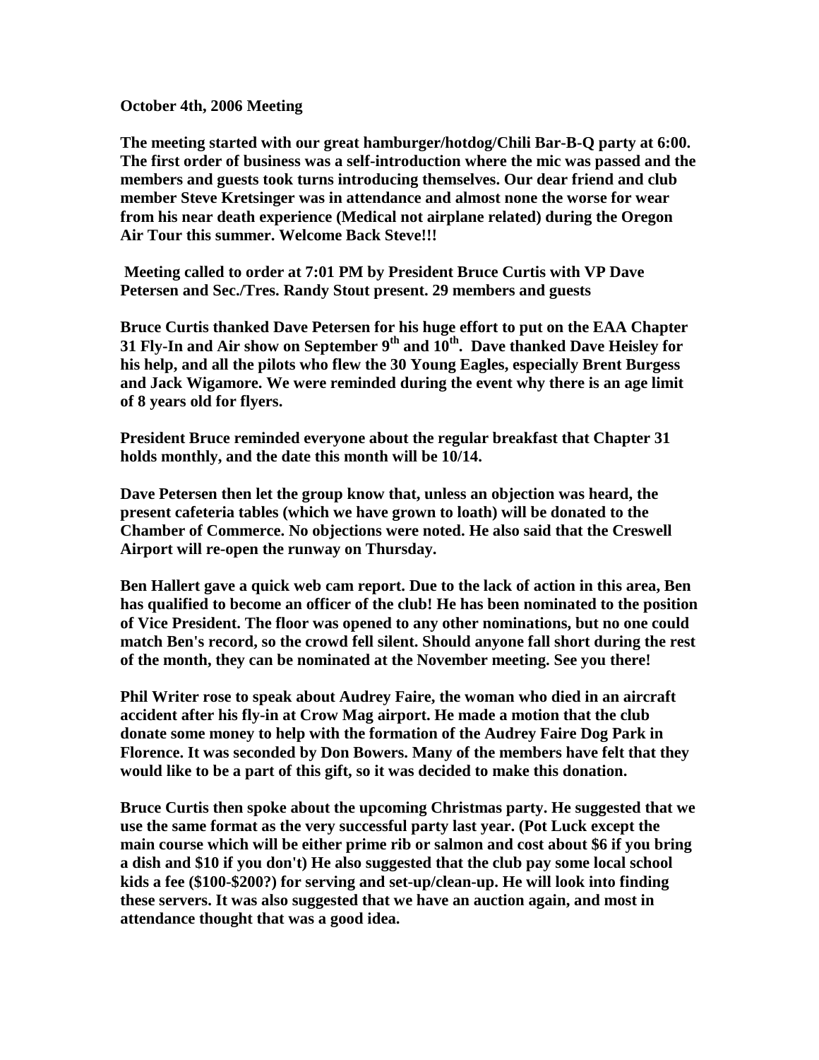**October 4th, 2006 Meeting**

**The meeting started with our great hamburger/hotdog/Chili Bar-B-Q party at 6:00. The first order of business was a self-introduction where the mic was passed and the members and guests took turns introducing themselves. Our dear friend and club member Steve Kretsinger was in attendance and almost none the worse for wear from his near death experience (Medical not airplane related) during the Oregon Air Tour this summer. Welcome Back Steve!!!**

**Meeting called to order at 7:01 PM by President Bruce Curtis with VP Dave Petersen and Sec./Tres. Randy Stout present. 29 members and guests**

**Bruce Curtis thanked Dave Petersen for his huge effort to put on the EAA Chapter 31 Fly-In and Air show on September 9th and 10th. Dave thanked Dave Heisley for his help, and all the pilots who flew the 30 Young Eagles, especially Brent Burgess and Jack Wigamore. We were reminded during the event why there is an age limit of 8 years old for flyers.**

**President Bruce reminded everyone about the regular breakfast that Chapter 31 holds monthly, and the date this month will be 10/14.**

**Dave Petersen then let the group know that, unless an objection was heard, the present cafeteria tables (which we have grown to loath) will be donated to the Chamber of Commerce. No objections were noted. He also said that the Creswell Airport will re-open the runway on Thursday.**

**Ben Hallert gave a quick web cam report. Due to the lack of action in this area, Ben has qualified to become an officer of the club! He has been nominated to the position of Vice President. The floor was opened to any other nominations, but no one could match Ben's record, so the crowd fell silent. Should anyone fall short during the rest of the month, they can be nominated at the November meeting. See you there!**

**Phil Writer rose to speak about Audrey Faire, the woman who died in an aircraft accident after his fly-in at Crow Mag airport. He made a motion that the club donate some money to help with the formation of the Audrey Faire Dog Park in Florence. It was seconded by Don Bowers. Many of the members have felt that they would like to be a part of this gift, so it was decided to make this donation.**

**Bruce Curtis then spoke about the upcoming Christmas party. He suggested that we use the same format as the very successful party last year. (Pot Luck except the main course which will be either prime rib or salmon and cost about $6 if you bring a dish and $10 if you don't) He also suggested that the club pay some local school kids a fee ($100-$200?) for serving and set-up/clean-up. He will look into finding these servers. It was also suggested that we have an auction again, and most in attendance thought that was a good idea.**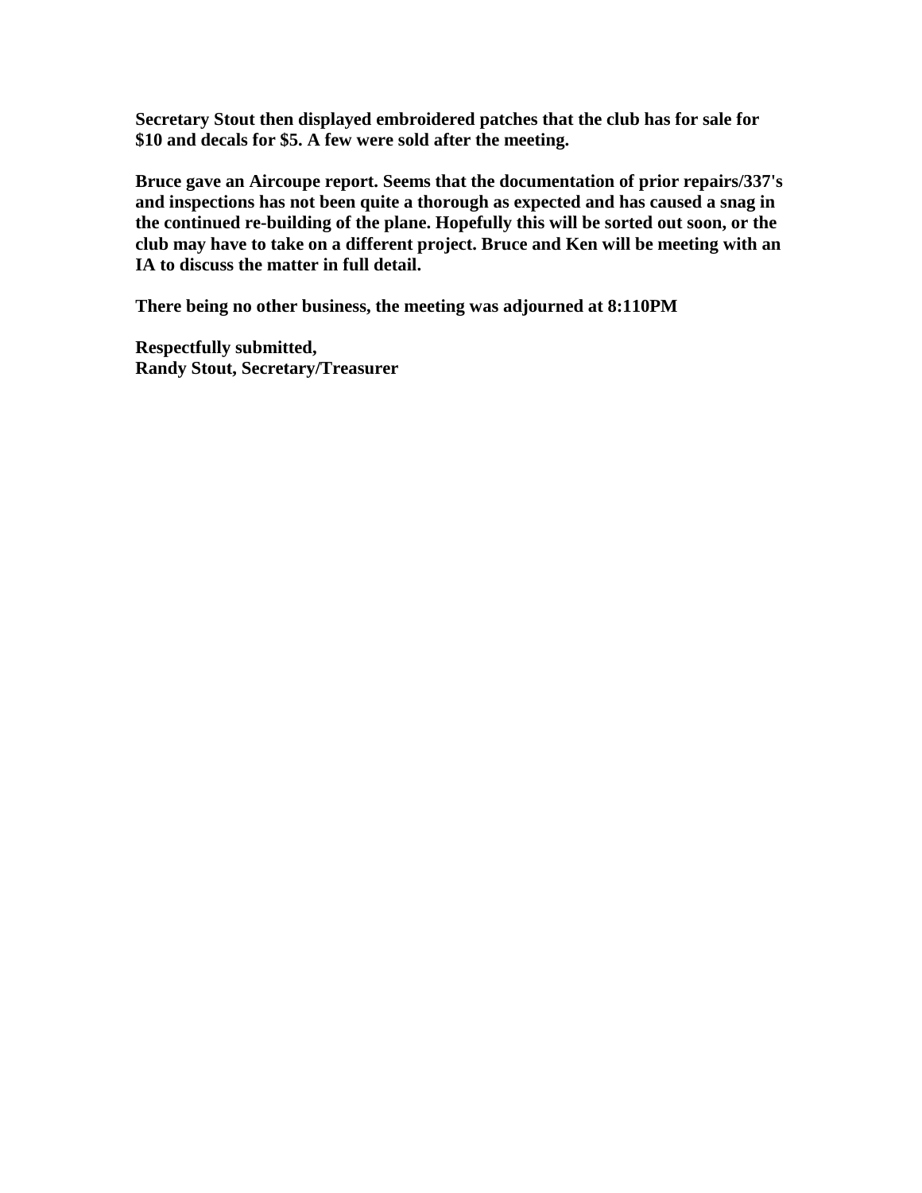**Secretary Stout then displayed embroidered patches that the club has for sale for $10 and decals for $5. A few were sold after the meeting.**

**Bruce gave an Aircoupe report. Seems that the documentation of prior repairs/337's and inspections has not been quite a thorough as expected and has caused a snag in the continued re-building of the plane. Hopefully this will be sorted out soon, or the club may have to take on a different project. Bruce and Ken will be meeting with an IA to discuss the matter in full detail.**

**There being no other business, the meeting was adjourned at 8:110PM**

**Respectfully submitted,**
**Randy Stout, Secretary/Treasurer**